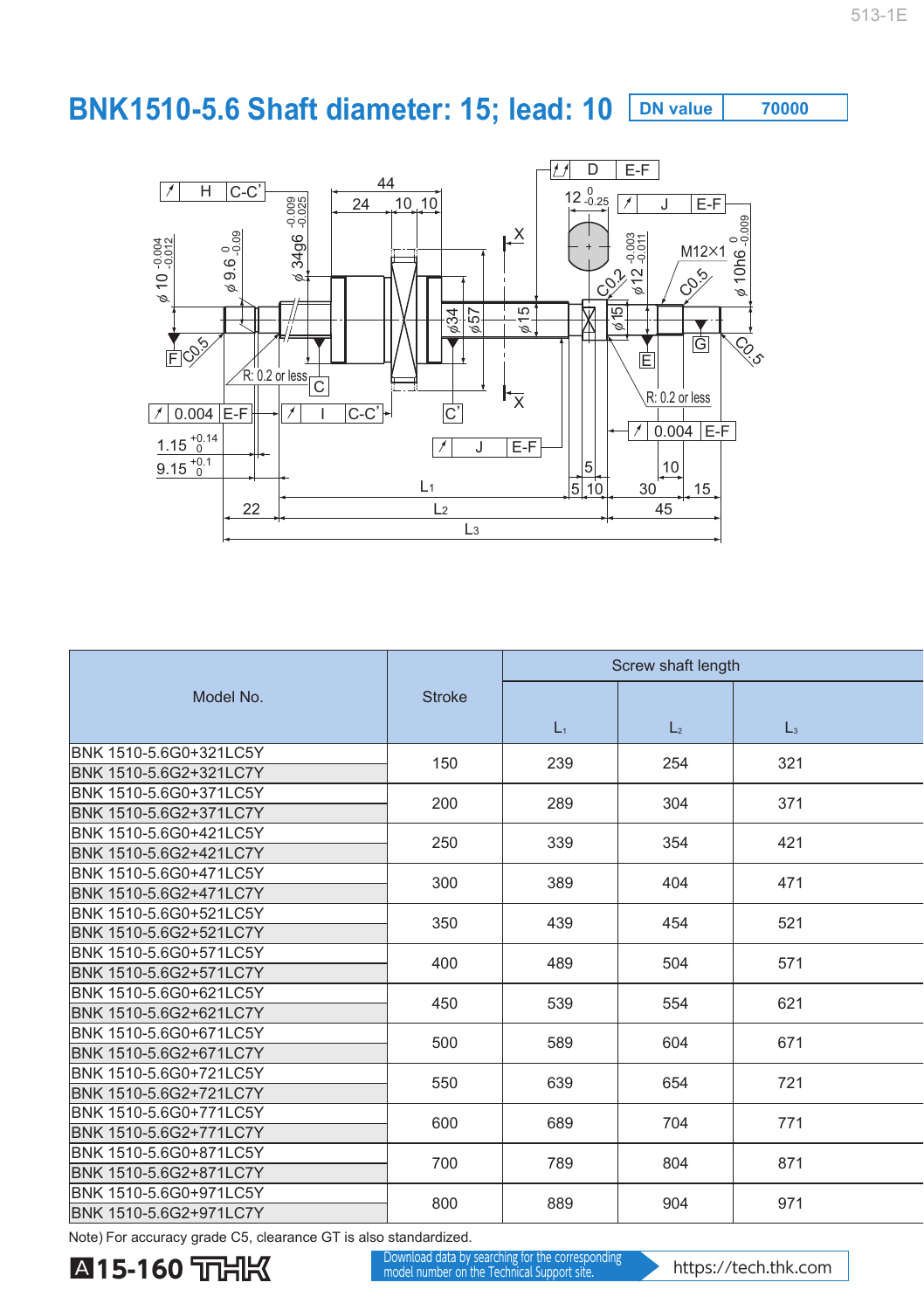# BNK1510-5.6 Shaft diameter: 15; lead: 10

| DN value | 70000 |
|---|---|

| Model No. | Stroke | Screw shaft length | | |
|---|---|---|---|---|
| | | $L_1$ | $L_2$ | $L_3$ |
| BNK 1510-5.6G0+321LC5Y<br>BNK 1510-5.6G2+321LC7Y | 150 | 239 | 254 | 321 |
| BNK 1510-5.6G0+371LC5Y<br>BNK 1510-5.6G2+371LC7Y | 200 | 289 | 304 | 371 |
| BNK 1510-5.6G0+421LC5Y<br>BNK 1510-5.6G2+421LC7Y | 250 | 339 | 354 | 421 |
| BNK 1510-5.6G0+471LC5Y<br>BNK 1510-5.6G2+471LC7Y | 300 | 389 | 404 | 471 |
| BNK 1510-5.6G0+521LC5Y<br>BNK 1510-5.6G2+521LC7Y | 350 | 439 | 454 | 521 |
| BNK 1510-5.6G0+571LC5Y<br>BNK 1510-5.6G2+571LC7Y | 400 | 489 | 504 | 571 |
| BNK 1510-5.6G0+621LC5Y<br>BNK 1510-5.6G2+621LC7Y | 450 | 539 | 554 | 621 |
| BNK 1510-5.6G0+671LC5Y<br>BNK 1510-5.6G2+671LC7Y | 500 | 589 | 604 | 671 |
| BNK 1510-5.6G0+721LC5Y<br>BNK 1510-5.6G2+721LC7Y | 550 | 639 | 654 | 721 |
| BNK 1510-5.6G0+771LC5Y<br>BNK 1510-5.6G2+771LC7Y | 600 | 689 | 704 | 771 |
| BNK 1510-5.6G0+871LC5Y<br>BNK 1510-5.6G2+871LC7Y | 700 | 789 | 804 | 871 |
| BNK 1510-5.6G0+971LC5Y<br>BNK 1510-5.6G2+971LC7Y | 800 | 889 | 904 | 971 |

Note) For accuracy grade C5, clearance GT is also standardized.

Download data by searching for the corresponding model number on the Technical Support site. https://tech.thk.com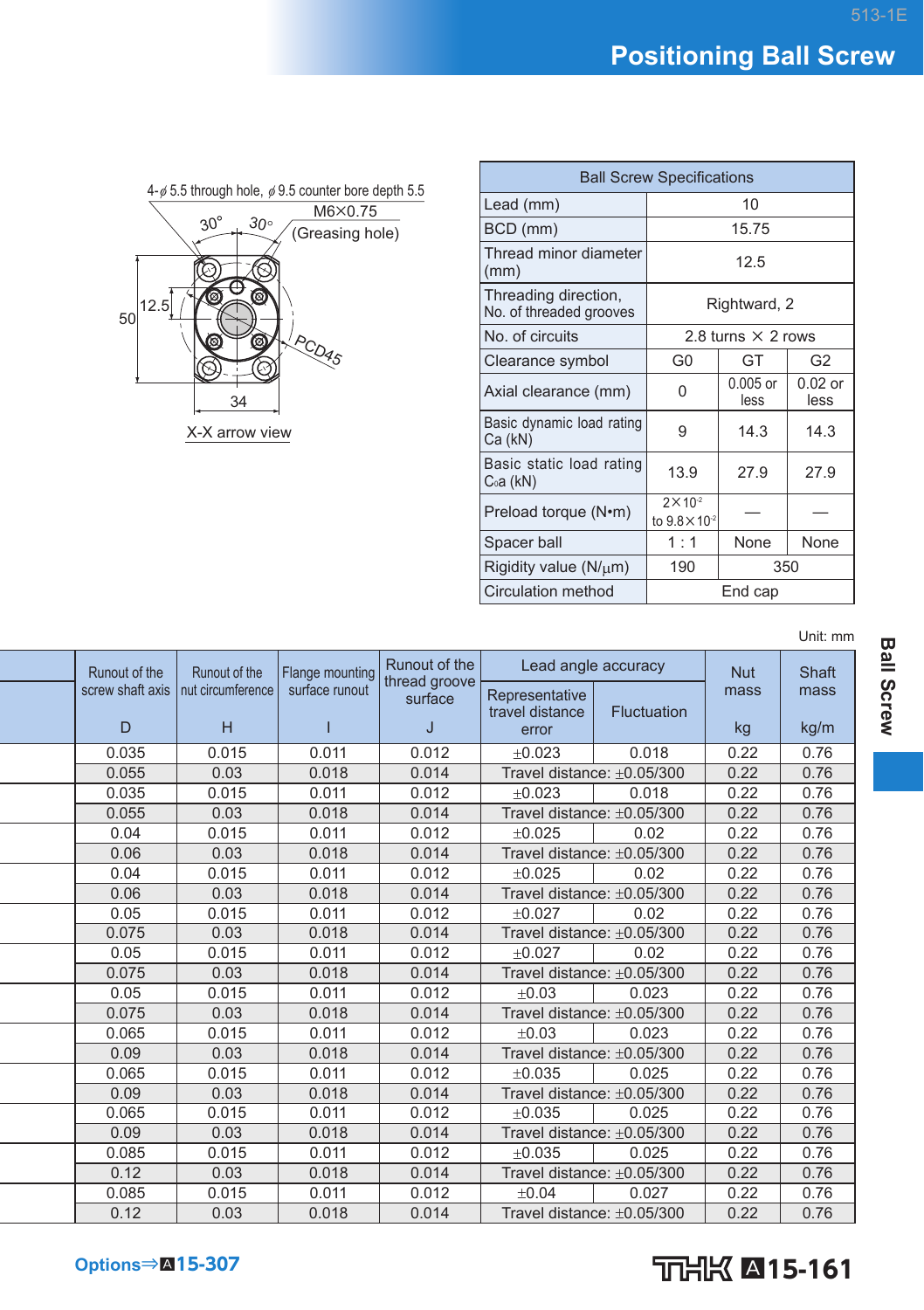## Positioning Ball Screw

4-$\phi$ 5.5 through hole, $\phi$ 9.5 counter bore depth 5.5

M6×0.75 (Greasing hole)

30° 30°

50 12.5

PCD45

34

X-X arrow view

| Ball Screw Specifications | | | |
|---|---|---|---|
| Lead (mm) | 10 | | |
| BCD (mm) | 15.75 | | |
| Thread minor diameter (mm) | 12.5 | | |
| Threading direction, No. of threaded grooves | Rightward, 2 | | |
| No. of circuits | 2.8 turns × 2 rows | | |
| Clearance symbol | G0 | GT | G2 |
| Axial clearance (mm) | 0 | 0.005 or less | 0.02 or less |
| Basic dynamic load rating Ca (kN) | 9 | 14.3 | 14.3 |
| Basic static load rating $C_0a$ (kN) | 13.9 | 27.9 | 27.9 |
| Preload torque (N•m) | $2\times10^{-2}$ to $9.8\times10^{-2}$ | — | — |
| Spacer ball | 1 : 1 | None | None |
| Rigidity value (N/μm) | 190 | 350 | |
| Circulation method | End cap | | |

Unit: mm

| Runout of the screw shaft axis | Runout of the nut circumference | Flange mounting surface runout | Runout of the thread groove surface | Lead angle accuracy | | Nut mass | Shaft mass |
|---|---|---|---|---|---|---|---|
| | | | | Representative travel distance error | Fluctuation | | |
| D | H | I | J | | | kg | kg/m |
| 0.035 | 0.015 | 0.011 | 0.012 | ±0.023 | 0.018 | 0.22 | 0.76 |
| 0.055 | 0.03 | 0.018 | 0.014 | Travel distance: ±0.05/300 | | 0.22 | 0.76 |
| 0.035 | 0.015 | 0.011 | 0.012 | ±0.023 | 0.018 | 0.22 | 0.76 |
| 0.055 | 0.03 | 0.018 | 0.014 | Travel distance: ±0.05/300 | | 0.22 | 0.76 |
| 0.04 | 0.015 | 0.011 | 0.012 | ±0.025 | 0.02 | 0.22 | 0.76 |
| 0.06 | 0.03 | 0.018 | 0.014 | Travel distance: ±0.05/300 | | 0.22 | 0.76 |
| 0.04 | 0.015 | 0.011 | 0.012 | ±0.025 | 0.02 | 0.22 | 0.76 |
| 0.06 | 0.03 | 0.018 | 0.014 | Travel distance: ±0.05/300 | | 0.22 | 0.76 |
| 0.05 | 0.015 | 0.011 | 0.012 | ±0.027 | 0.02 | 0.22 | 0.76 |
| 0.075 | 0.03 | 0.018 | 0.014 | Travel distance: ±0.05/300 | | 0.22 | 0.76 |
| 0.05 | 0.015 | 0.011 | 0.012 | ±0.027 | 0.02 | 0.22 | 0.76 |
| 0.075 | 0.03 | 0.018 | 0.014 | Travel distance: ±0.05/300 | | 0.22 | 0.76 |
| 0.05 | 0.015 | 0.011 | 0.012 | ±0.03 | 0.023 | 0.22 | 0.76 |
| 0.075 | 0.03 | 0.018 | 0.014 | Travel distance: ±0.05/300 | | 0.22 | 0.76 |
| 0.065 | 0.015 | 0.011 | 0.012 | ±0.03 | 0.023 | 0.22 | 0.76 |
| 0.09 | 0.03 | 0.018 | 0.014 | Travel distance: ±0.05/300 | | 0.22 | 0.76 |
| 0.065 | 0.015 | 0.011 | 0.012 | ±0.035 | 0.025 | 0.22 | 0.76 |
| 0.09 | 0.03 | 0.018 | 0.014 | Travel distance: ±0.05/300 | | 0.22 | 0.76 |
| 0.065 | 0.015 | 0.011 | 0.012 | ±0.035 | 0.025 | 0.22 | 0.76 |
| 0.09 | 0.03 | 0.018 | 0.014 | Travel distance: ±0.05/300 | | 0.22 | 0.76 |
| 0.085 | 0.015 | 0.011 | 0.012 | ±0.035 | 0.025 | 0.22 | 0.76 |
| 0.12 | 0.03 | 0.018 | 0.014 | Travel distance: ±0.05/300 | | 0.22 | 0.76 |
| 0.085 | 0.015 | 0.011 | 0.012 | ±0.04 | 0.027 | 0.22 | 0.76 |
| 0.12 | 0.03 | 0.018 | 0.014 | Travel distance: ±0.05/300 | | 0.22 | 0.76 |

Options⇒A15-307